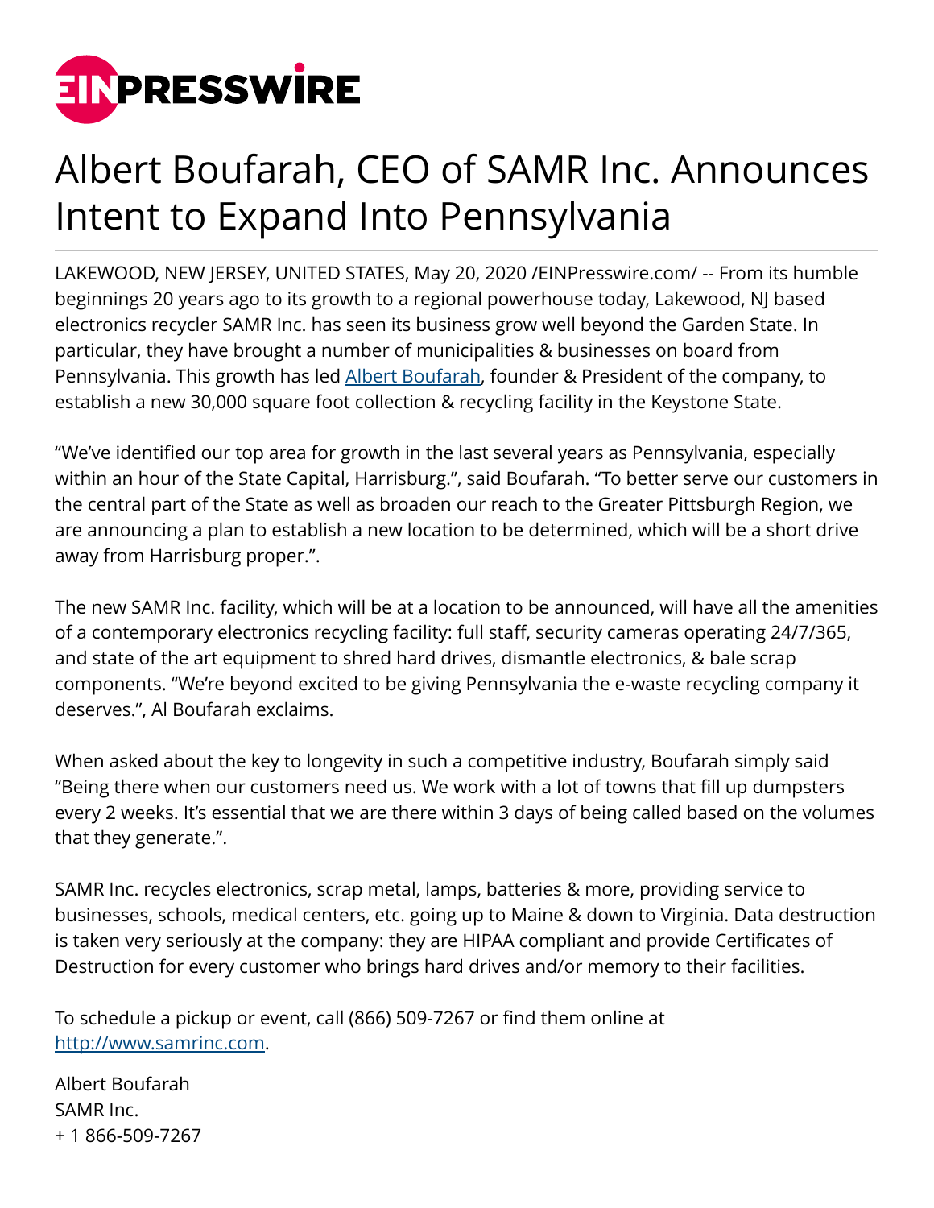# Albert Boufarah, CEO of SAMR Inc. Announces Intent to Expand Into Pennsylvania

LAKEWOOD, NEW JERSEY, UNITED STATES, May 20, 2020 /EINPresswire.com/ -- From its humble beginnings 20 years ago to its growth to a regional powerhouse today, Lakewood, NJ based electronics recycler SAMR Inc. has seen its business grow well beyond the Garden State. In particular, they have brought a number of municipalities & businesses on board from Pennsylvania. This growth has led Albert Boufarah, founder & President of the company, to establish a new 30,000 square foot collection & recycling facility in the Keystone State.

"We've identified our top area for growth in the last several years as Pennsylvania, especially within an hour of the State Capital, Harrisburg.", said Boufarah. "To better serve our customers in the central part of the State as well as broaden our reach to the Greater Pittsburgh Region, we are announcing a plan to establish a new location to be determined, which will be a short drive away from Harrisburg proper.".

The new SAMR Inc. facility, which will be at a location to be announced, will have all the amenities of a contemporary electronics recycling facility: full staff, security cameras operating 24/7/365, and state of the art equipment to shred hard drives, dismantle electronics, & bale scrap components. "We're beyond excited to be giving Pennsylvania the e-waste recycling company it deserves.", Al Boufarah exclaims.

When asked about the key to longevity in such a competitive industry, Boufarah simply said "Being there when our customers need us. We work with a lot of towns that fill up dumpsters every 2 weeks. It's essential that we are there within 3 days of being called based on the volumes that they generate.".

SAMR Inc. recycles electronics, scrap metal, lamps, batteries & more, providing service to businesses, schools, medical centers, etc. going up to Maine & down to Virginia. Data destruction is taken very seriously at the company: they are HIPAA compliant and provide Certificates of Destruction for every customer who brings hard drives and/or memory to their facilities.

To schedule a pickup or event, call (866) 509-7267 or find them online at http://www.samrinc.com.

Albert Boufarah
SAMR Inc.
+ 1 866-509-7267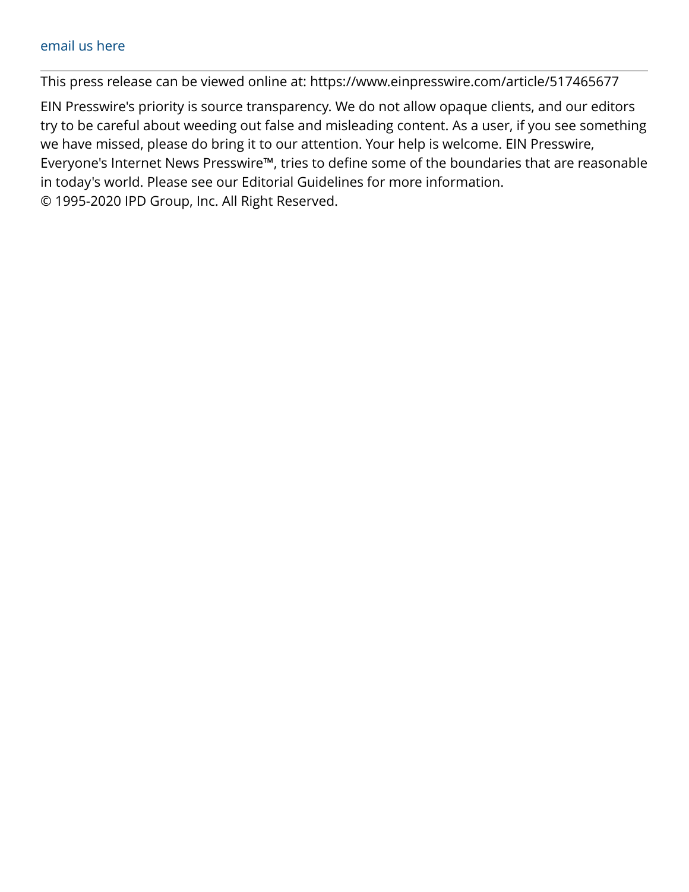email us here

---

This press release can be viewed online at: https://www.einpresswire.com/article/517465677

EIN Presswire's priority is source transparency. We do not allow opaque clients, and our editors try to be careful about weeding out false and misleading content. As a user, if you see something we have missed, please do bring it to our attention. Your help is welcome. EIN Presswire, Everyone's Internet News Presswire™, tries to define some of the boundaries that are reasonable in today's world. Please see our Editorial Guidelines for more information.
© 1995-2020 IPD Group, Inc. All Right Reserved.